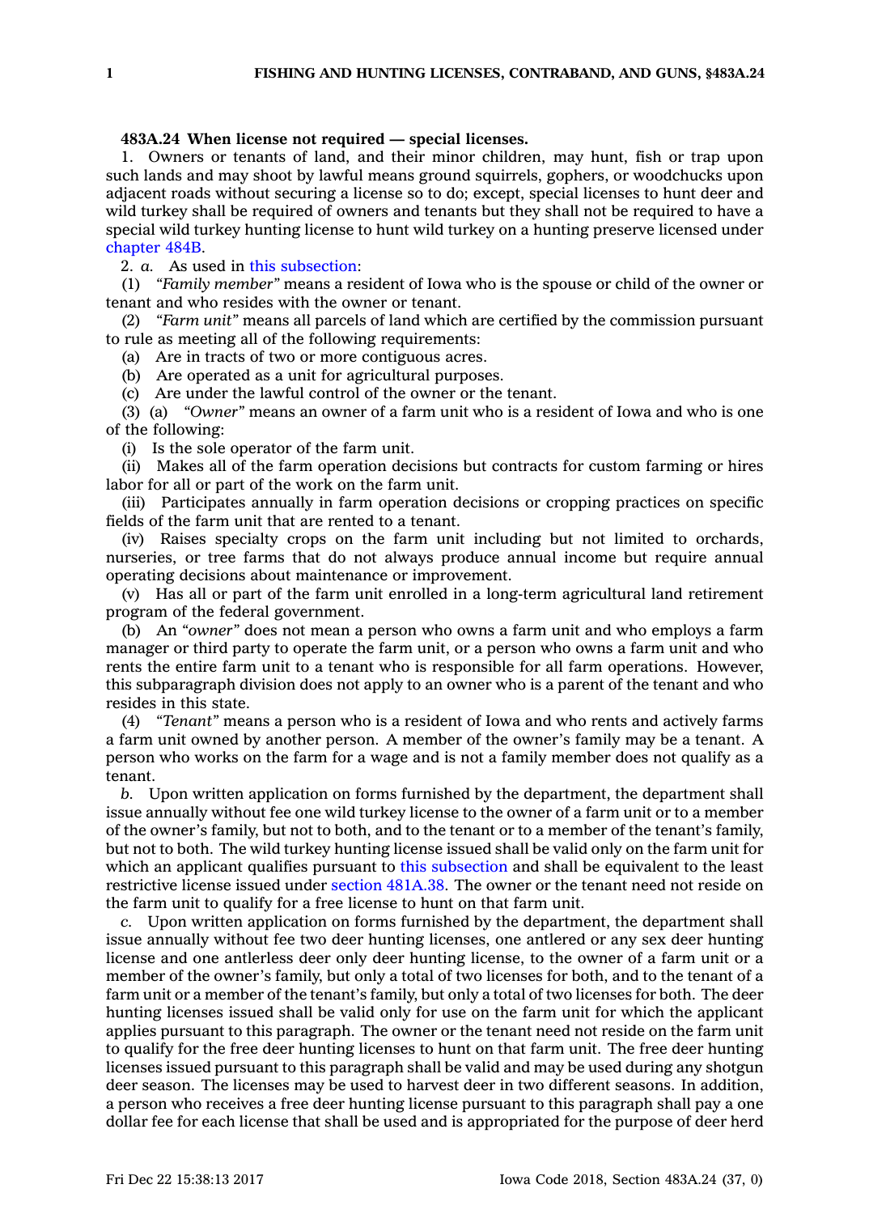**483A.24 When license not required — special licenses.**

1. Owners or tenants of land, and their minor children, may hunt, fish or trap upon such lands and may shoot by lawful means ground squirrels, gophers, or woodchucks upon adjacent roads without securing a license so to do; except, special licenses to hunt deer and wild turkey shall be required of owners and tenants but they shall not be required to have a special wild turkey hunting license to hunt wild turkey on a hunting preserve licensed under chapter 484B.

2. *a.* As used in this subsection:

(1) *"Family member"* means a resident of Iowa who is the spouse or child of the owner or tenant and who resides with the owner or tenant.

(2) *"Farm unit"* means all parcels of land which are certified by the commission pursuant to rule as meeting all of the following requirements:

(a) Are in tracts of two or more contiguous acres.

(b) Are operated as a unit for agricultural purposes.

(c) Are under the lawful control of the owner or the tenant.

(3) (a) *"Owner"* means an owner of a farm unit who is a resident of Iowa and who is one of the following:

(i) Is the sole operator of the farm unit.

(ii) Makes all of the farm operation decisions but contracts for custom farming or hires labor for all or part of the work on the farm unit.

(iii) Participates annually in farm operation decisions or cropping practices on specific fields of the farm unit that are rented to a tenant.

(iv) Raises specialty crops on the farm unit including but not limited to orchards, nurseries, or tree farms that do not always produce annual income but require annual operating decisions about maintenance or improvement.

(v) Has all or part of the farm unit enrolled in a long-term agricultural land retirement program of the federal government.

(b) An *"owner"* does not mean a person who owns a farm unit and who employs a farm manager or third party to operate the farm unit, or a person who owns a farm unit and who rents the entire farm unit to a tenant who is responsible for all farm operations. However, this subparagraph division does not apply to an owner who is a parent of the tenant and who resides in this state.

(4) *"Tenant"* means a person who is a resident of Iowa and who rents and actively farms a farm unit owned by another person. A member of the owner's family may be a tenant. A person who works on the farm for a wage and is not a family member does not qualify as a tenant.

*b.* Upon written application on forms furnished by the department, the department shall issue annually without fee one wild turkey license to the owner of a farm unit or to a member of the owner's family, but not to both, and to the tenant or to a member of the tenant's family, but not to both. The wild turkey hunting license issued shall be valid only on the farm unit for which an applicant qualifies pursuant to this subsection and shall be equivalent to the least restrictive license issued under section 481A.38. The owner or the tenant need not reside on the farm unit to qualify for a free license to hunt on that farm unit.

*c.* Upon written application on forms furnished by the department, the department shall issue annually without fee two deer hunting licenses, one antlered or any sex deer hunting license and one antlerless deer only deer hunting license, to the owner of a farm unit or a member of the owner's family, but only a total of two licenses for both, and to the tenant of a farm unit or a member of the tenant's family, but only a total of two licenses for both. The deer hunting licenses issued shall be valid only for use on the farm unit for which the applicant applies pursuant to this paragraph. The owner or the tenant need not reside on the farm unit to qualify for the free deer hunting licenses to hunt on that farm unit. The free deer hunting licenses issued pursuant to this paragraph shall be valid and may be used during any shotgun deer season. The licenses may be used to harvest deer in two different seasons. In addition, a person who receives a free deer hunting license pursuant to this paragraph shall pay a one dollar fee for each license that shall be used and is appropriated for the purpose of deer herd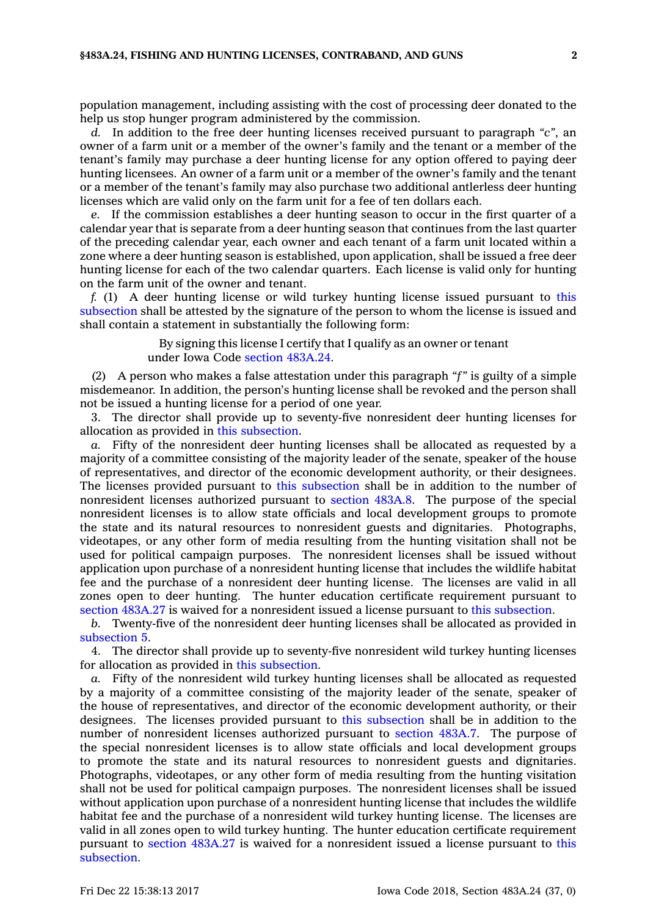population management, including assisting with the cost of processing deer donated to the help us stop hunger program administered by the commission.

*d.* In addition to the free deer hunting licenses received pursuant to paragraph *"c"*, an owner of a farm unit or a member of the owner's family and the tenant or a member of the tenant's family may purchase a deer hunting license for any option offered to paying deer hunting licensees. An owner of a farm unit or a member of the owner's family and the tenant or a member of the tenant's family may also purchase two additional antlerless deer hunting licenses which are valid only on the farm unit for a fee of ten dollars each.

*e.* If the commission establishes a deer hunting season to occur in the first quarter of a calendar year that is separate from a deer hunting season that continues from the last quarter of the preceding calendar year, each owner and each tenant of a farm unit located within a zone where a deer hunting season is established, upon application, shall be issued a free deer hunting license for each of the two calendar quarters. Each license is valid only for hunting on the farm unit of the owner and tenant.

*f.* (1) A deer hunting license or wild turkey hunting license issued pursuant to this subsection shall be attested by the signature of the person to whom the license is issued and shall contain a statement in substantially the following form:

> By signing this license I certify that I qualify as an owner or tenant under Iowa Code section 483A.24.

(2) A person who makes a false attestation under this paragraph *"f"* is guilty of a simple misdemeanor. In addition, the person's hunting license shall be revoked and the person shall not be issued a hunting license for a period of one year.

3. The director shall provide up to seventy-five nonresident deer hunting licenses for allocation as provided in this subsection.

*a.* Fifty of the nonresident deer hunting licenses shall be allocated as requested by a majority of a committee consisting of the majority leader of the senate, speaker of the house of representatives, and director of the economic development authority, or their designees. The licenses provided pursuant to this subsection shall be in addition to the number of nonresident licenses authorized pursuant to section 483A.8. The purpose of the special nonresident licenses is to allow state officials and local development groups to promote the state and its natural resources to nonresident guests and dignitaries. Photographs, videotapes, or any other form of media resulting from the hunting visitation shall not be used for political campaign purposes. The nonresident licenses shall be issued without application upon purchase of a nonresident hunting license that includes the wildlife habitat fee and the purchase of a nonresident deer hunting license. The licenses are valid in all zones open to deer hunting. The hunter education certificate requirement pursuant to section 483A.27 is waived for a nonresident issued a license pursuant to this subsection.

*b.* Twenty-five of the nonresident deer hunting licenses shall be allocated as provided in subsection 5.

4. The director shall provide up to seventy-five nonresident wild turkey hunting licenses for allocation as provided in this subsection.

*a.* Fifty of the nonresident wild turkey hunting licenses shall be allocated as requested by a majority of a committee consisting of the majority leader of the senate, speaker of the house of representatives, and director of the economic development authority, or their designees. The licenses provided pursuant to this subsection shall be in addition to the number of nonresident licenses authorized pursuant to section 483A.7. The purpose of the special nonresident licenses is to allow state officials and local development groups to promote the state and its natural resources to nonresident guests and dignitaries. Photographs, videotapes, or any other form of media resulting from the hunting visitation shall not be used for political campaign purposes. The nonresident licenses shall be issued without application upon purchase of a nonresident hunting license that includes the wildlife habitat fee and the purchase of a nonresident wild turkey hunting license. The licenses are valid in all zones open to wild turkey hunting. The hunter education certificate requirement pursuant to section 483A.27 is waived for a nonresident issued a license pursuant to this subsection.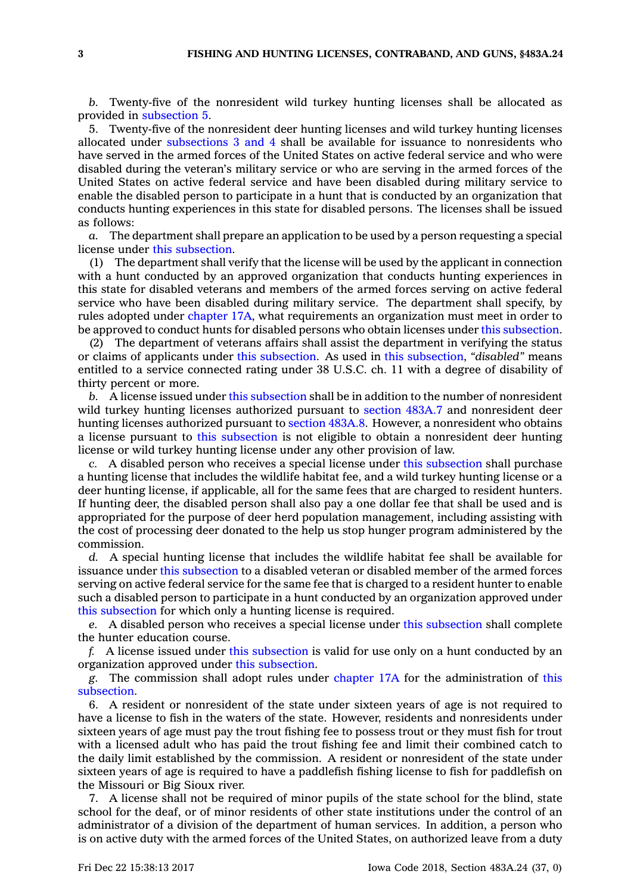*b.* Twenty-five of the nonresident wild turkey hunting licenses shall be allocated as provided in subsection 5.

5. Twenty-five of the nonresident deer hunting licenses and wild turkey hunting licenses allocated under subsections 3 and 4 shall be available for issuance to nonresidents who have served in the armed forces of the United States on active federal service and who were disabled during the veteran's military service or who are serving in the armed forces of the United States on active federal service and have been disabled during military service to enable the disabled person to participate in a hunt that is conducted by an organization that conducts hunting experiences in this state for disabled persons. The licenses shall be issued as follows:

*a.* The department shall prepare an application to be used by a person requesting a special license under this subsection.

(1) The department shall verify that the license will be used by the applicant in connection with a hunt conducted by an approved organization that conducts hunting experiences in this state for disabled veterans and members of the armed forces serving on active federal service who have been disabled during military service. The department shall specify, by rules adopted under chapter 17A, what requirements an organization must meet in order to be approved to conduct hunts for disabled persons who obtain licenses under this subsection.

(2) The department of veterans affairs shall assist the department in verifying the status or claims of applicants under this subsection. As used in this subsection, *"disabled"* means entitled to a service connected rating under 38 U.S.C. ch. 11 with a degree of disability of thirty percent or more.

*b.* A license issued under this subsection shall be in addition to the number of nonresident wild turkey hunting licenses authorized pursuant to section 483A.7 and nonresident deer hunting licenses authorized pursuant to section 483A.8. However, a nonresident who obtains a license pursuant to this subsection is not eligible to obtain a nonresident deer hunting license or wild turkey hunting license under any other provision of law.

*c.* A disabled person who receives a special license under this subsection shall purchase a hunting license that includes the wildlife habitat fee, and a wild turkey hunting license or a deer hunting license, if applicable, all for the same fees that are charged to resident hunters. If hunting deer, the disabled person shall also pay a one dollar fee that shall be used and is appropriated for the purpose of deer herd population management, including assisting with the cost of processing deer donated to the help us stop hunger program administered by the commission.

*d.* A special hunting license that includes the wildlife habitat fee shall be available for issuance under this subsection to a disabled veteran or disabled member of the armed forces serving on active federal service for the same fee that is charged to a resident hunter to enable such a disabled person to participate in a hunt conducted by an organization approved under this subsection for which only a hunting license is required.

*e.* A disabled person who receives a special license under this subsection shall complete the hunter education course.

*f.* A license issued under this subsection is valid for use only on a hunt conducted by an organization approved under this subsection.

*g.* The commission shall adopt rules under chapter 17A for the administration of this subsection.

6. A resident or nonresident of the state under sixteen years of age is not required to have a license to fish in the waters of the state. However, residents and nonresidents under sixteen years of age must pay the trout fishing fee to possess trout or they must fish for trout with a licensed adult who has paid the trout fishing fee and limit their combined catch to the daily limit established by the commission. A resident or nonresident of the state under sixteen years of age is required to have a paddlefish fishing license to fish for paddlefish on the Missouri or Big Sioux river.

7. A license shall not be required of minor pupils of the state school for the blind, state school for the deaf, or of minor residents of other state institutions under the control of an administrator of a division of the department of human services. In addition, a person who is on active duty with the armed forces of the United States, on authorized leave from a duty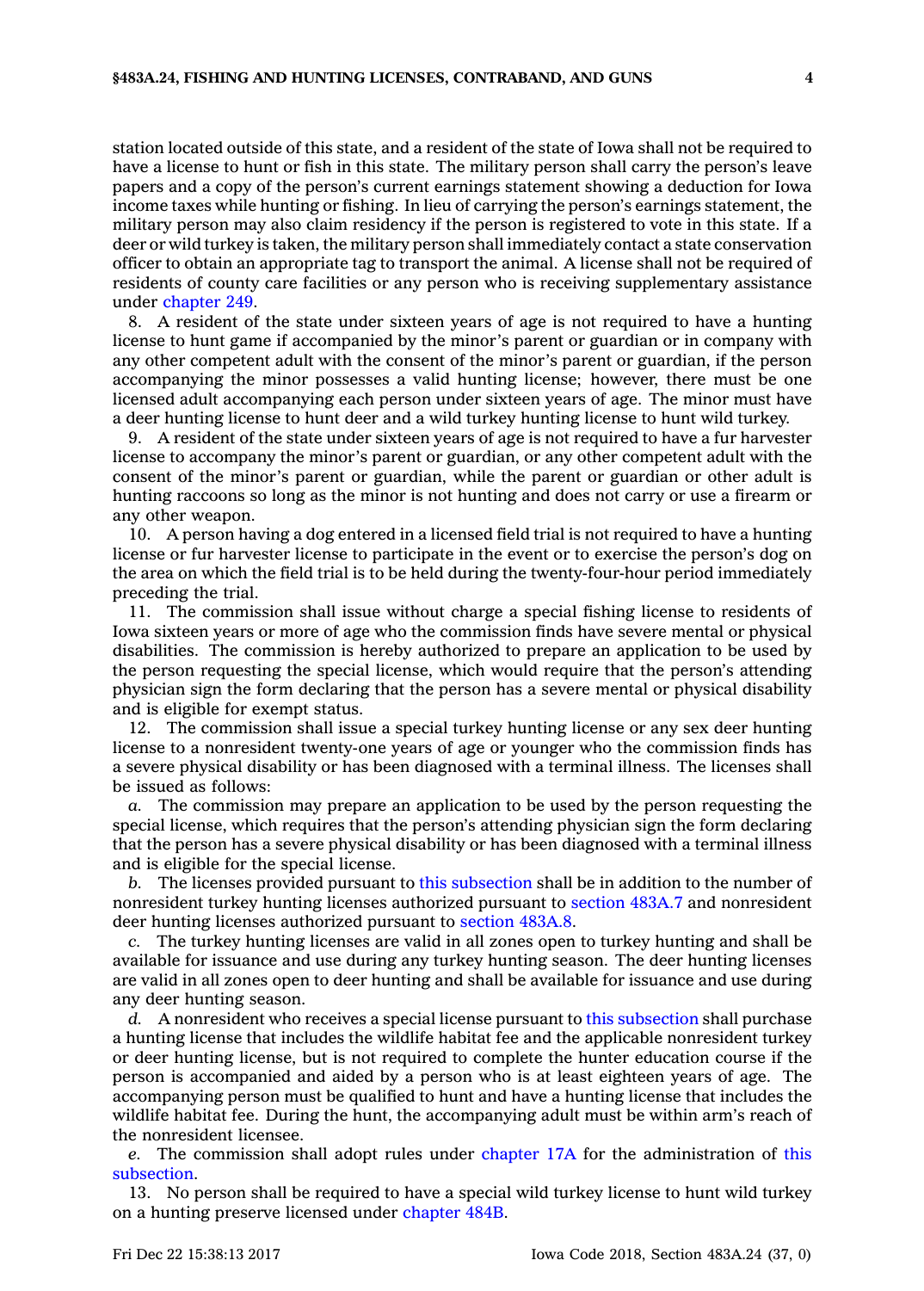station located outside of this state, and a resident of the state of Iowa shall not be required to have a license to hunt or fish in this state. The military person shall carry the person's leave papers and a copy of the person's current earnings statement showing a deduction for Iowa income taxes while hunting or fishing. In lieu of carrying the person's earnings statement, the military person may also claim residency if the person is registered to vote in this state. If a deer or wild turkey is taken, the military person shall immediately contact a state conservation officer to obtain an appropriate tag to transport the animal. A license shall not be required of residents of county care facilities or any person who is receiving supplementary assistance under chapter 249.

8. A resident of the state under sixteen years of age is not required to have a hunting license to hunt game if accompanied by the minor's parent or guardian or in company with any other competent adult with the consent of the minor's parent or guardian, if the person accompanying the minor possesses a valid hunting license; however, there must be one licensed adult accompanying each person under sixteen years of age. The minor must have a deer hunting license to hunt deer and a wild turkey hunting license to hunt wild turkey.

9. A resident of the state under sixteen years of age is not required to have a fur harvester license to accompany the minor's parent or guardian, or any other competent adult with the consent of the minor's parent or guardian, while the parent or guardian or other adult is hunting raccoons so long as the minor is not hunting and does not carry or use a firearm or any other weapon.

10. A person having a dog entered in a licensed field trial is not required to have a hunting license or fur harvester license to participate in the event or to exercise the person's dog on the area on which the field trial is to be held during the twenty-four-hour period immediately preceding the trial.

11. The commission shall issue without charge a special fishing license to residents of Iowa sixteen years or more of age who the commission finds have severe mental or physical disabilities. The commission is hereby authorized to prepare an application to be used by the person requesting the special license, which would require that the person's attending physician sign the form declaring that the person has a severe mental or physical disability and is eligible for exempt status.

12. The commission shall issue a special turkey hunting license or any sex deer hunting license to a nonresident twenty-one years of age or younger who the commission finds has a severe physical disability or has been diagnosed with a terminal illness. The licenses shall be issued as follows:

*a.* The commission may prepare an application to be used by the person requesting the special license, which requires that the person's attending physician sign the form declaring that the person has a severe physical disability or has been diagnosed with a terminal illness and is eligible for the special license.

*b.* The licenses provided pursuant to this subsection shall be in addition to the number of nonresident turkey hunting licenses authorized pursuant to section 483A.7 and nonresident deer hunting licenses authorized pursuant to section 483A.8.

*c.* The turkey hunting licenses are valid in all zones open to turkey hunting and shall be available for issuance and use during any turkey hunting season. The deer hunting licenses are valid in all zones open to deer hunting and shall be available for issuance and use during any deer hunting season.

*d.* A nonresident who receives a special license pursuant to this subsection shall purchase a hunting license that includes the wildlife habitat fee and the applicable nonresident turkey or deer hunting license, but is not required to complete the hunter education course if the person is accompanied and aided by a person who is at least eighteen years of age. The accompanying person must be qualified to hunt and have a hunting license that includes the wildlife habitat fee. During the hunt, the accompanying adult must be within arm's reach of the nonresident licensee.

*e.* The commission shall adopt rules under chapter 17A for the administration of this subsection.

13. No person shall be required to have a special wild turkey license to hunt wild turkey on a hunting preserve licensed under chapter 484B.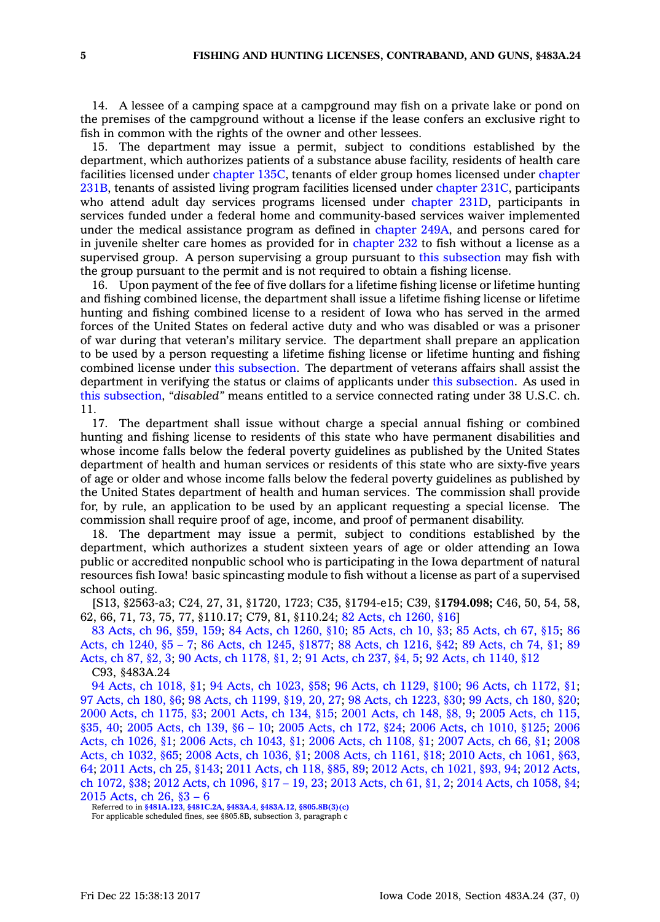14. A lessee of a camping space at a campground may fish on a private lake or pond on the premises of the campground without a license if the lease confers an exclusive right to fish in common with the rights of the owner and other lessees.

15. The department may issue a permit, subject to conditions established by the department, which authorizes patients of a substance abuse facility, residents of health care facilities licensed under chapter 135C, tenants of elder group homes licensed under chapter 231B, tenants of assisted living program facilities licensed under chapter 231C, participants who attend adult day services programs licensed under chapter 231D, participants in services funded under a federal home and community-based services waiver implemented under the medical assistance program as defined in chapter 249A, and persons cared for in juvenile shelter care homes as provided for in chapter 232 to fish without a license as a supervised group. A person supervising a group pursuant to this subsection may fish with the group pursuant to the permit and is not required to obtain a fishing license.

16. Upon payment of the fee of five dollars for a lifetime fishing license or lifetime hunting and fishing combined license, the department shall issue a lifetime fishing license or lifetime hunting and fishing combined license to a resident of Iowa who has served in the armed forces of the United States on federal active duty and who was disabled or was a prisoner of war during that veteran's military service. The department shall prepare an application to be used by a person requesting a lifetime fishing license or lifetime hunting and fishing combined license under this subsection. The department of veterans affairs shall assist the department in verifying the status or claims of applicants under this subsection. As used in this subsection, *"disabled"* means entitled to a service connected rating under 38 U.S.C. ch. 11.

17. The department shall issue without charge a special annual fishing or combined hunting and fishing license to residents of this state who have permanent disabilities and whose income falls below the federal poverty guidelines as published by the United States department of health and human services or residents of this state who are sixty-five years of age or older and whose income falls below the federal poverty guidelines as published by the United States department of health and human services. The commission shall provide for, by rule, an application to be used by an applicant requesting a special license. The commission shall require proof of age, income, and proof of permanent disability.

18. The department may issue a permit, subject to conditions established by the department, which authorizes a student sixteen years of age or older attending an Iowa public or accredited nonpublic school who is participating in the Iowa department of natural resources fish Iowa! basic spincasting module to fish without a license as part of a supervised school outing.

[S13, §2563-a3; C24, 27, 31, §1720, 1723; C35, §1794-e15; C39, §**1794.098;** C46, 50, 54, 58, 62, 66, 71, 73, 75, 77, §110.17; C79, 81, §110.24; 82 Acts, ch 1260, §16]

83 Acts, ch 96, §59, 159; 84 Acts, ch 1260, §10; 85 Acts, ch 10, §3; 85 Acts, ch 67, §15; 86 Acts, ch 1240, §5 – 7; 86 Acts, ch 1245, §1877; 88 Acts, ch 1216, §42; 89 Acts, ch 74, §1; 89 Acts, ch 87, §2, 3; 90 Acts, ch 1178, §1, 2; 91 Acts, ch 237, §4, 5; 92 Acts, ch 1140, §12

C93, §483A.24

94 Acts, ch 1018, §1; 94 Acts, ch 1023, §58; 96 Acts, ch 1129, §100; 96 Acts, ch 1172, §1; 97 Acts, ch 180, §6; 98 Acts, ch 1199, §19, 20, 27; 98 Acts, ch 1223, §30; 99 Acts, ch 180, §20; 2000 Acts, ch 1175, §3; 2001 Acts, ch 134, §15; 2001 Acts, ch 148, §8, 9; 2005 Acts, ch 115, §35, 40; 2005 Acts, ch 139, §6 – 10; 2005 Acts, ch 172, §24; 2006 Acts, ch 1010, §125; 2006 Acts, ch 1026, §1; 2006 Acts, ch 1043, §1; 2006 Acts, ch 1108, §1; 2007 Acts, ch 66, §1; 2008 Acts, ch 1032, §65; 2008 Acts, ch 1036, §1; 2008 Acts, ch 1161, §18; 2010 Acts, ch 1061, §63, 64; 2011 Acts, ch 25, §143; 2011 Acts, ch 118, §85, 89; 2012 Acts, ch 1021, §93, 94; 2012 Acts, ch 1072, §38; 2012 Acts, ch 1096, §17 – 19, 23; 2013 Acts, ch 61, §1, 2; 2014 Acts, ch 1058, §4; 2015 Acts, ch 26, §3 – 6

Referred to in **§481A.123, §481C.2A, §483A.4, §483A.12, §805.8B(3)(c)**
For applicable scheduled fines, see §805.8B, subsection 3, paragraph c